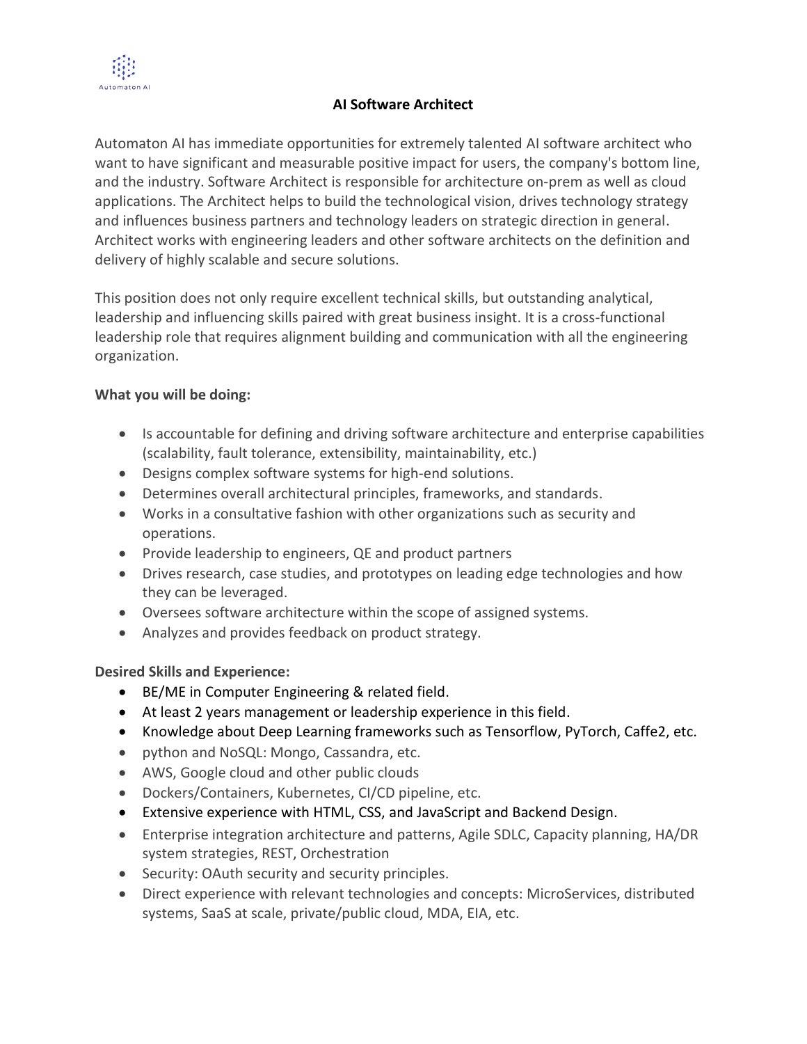Automaton AI

# AI Software Architect

Automaton AI has immediate opportunities for extremely talented AI software architect who want to have significant and measurable positive impact for users, the company's bottom line, and the industry. Software Architect is responsible for architecture on-prem as well as cloud applications. The Architect helps to build the technological vision, drives technology strategy and influences business partners and technology leaders on strategic direction in general. Architect works with engineering leaders and other software architects on the definition and delivery of highly scalable and secure solutions.

This position does not only require excellent technical skills, but outstanding analytical, leadership and influencing skills paired with great business insight. It is a cross-functional leadership role that requires alignment building and communication with all the engineering organization.

**What you will be doing:**

- Is accountable for defining and driving software architecture and enterprise capabilities (scalability, fault tolerance, extensibility, maintainability, etc.)
- Designs complex software systems for high-end solutions.
- Determines overall architectural principles, frameworks, and standards.
- Works in a consultative fashion with other organizations such as security and operations.
- Provide leadership to engineers, QE and product partners
- Drives research, case studies, and prototypes on leading edge technologies and how they can be leveraged.
- Oversees software architecture within the scope of assigned systems.
- Analyzes and provides feedback on product strategy.

**Desired Skills and Experience:**

- BE/ME in Computer Engineering & related field.
- At least 2 years management or leadership experience in this field.
- Knowledge about Deep Learning frameworks such as Tensorflow, PyTorch, Caffe2, etc.
- python and NoSQL: Mongo, Cassandra, etc.
- AWS, Google cloud and other public clouds
- Dockers/Containers, Kubernetes, CI/CD pipeline, etc.
- Extensive experience with HTML, CSS, and JavaScript and Backend Design.
- Enterprise integration architecture and patterns, Agile SDLC, Capacity planning, HA/DR system strategies, REST, Orchestration
- Security: OAuth security and security principles.
- Direct experience with relevant technologies and concepts: MicroServices, distributed systems, SaaS at scale, private/public cloud, MDA, EIA, etc.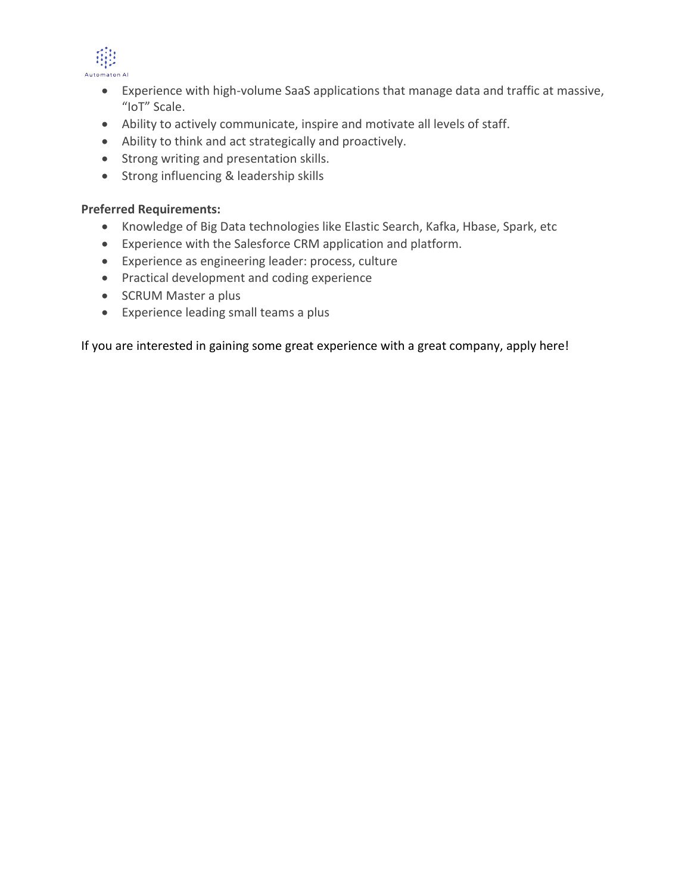- Experience with high-volume SaaS applications that manage data and traffic at massive, "IoT" Scale.
- Ability to actively communicate, inspire and motivate all levels of staff.
- Ability to think and act strategically and proactively.
- Strong writing and presentation skills.
- Strong influencing & leadership skills

**Preferred Requirements:**

- Knowledge of Big Data technologies like Elastic Search, Kafka, Hbase, Spark, etc
- Experience with the Salesforce CRM application and platform.
- Experience as engineering leader: process, culture
- Practical development and coding experience
- SCRUM Master a plus
- Experience leading small teams a plus

If you are interested in gaining some great experience with a great company, apply here!